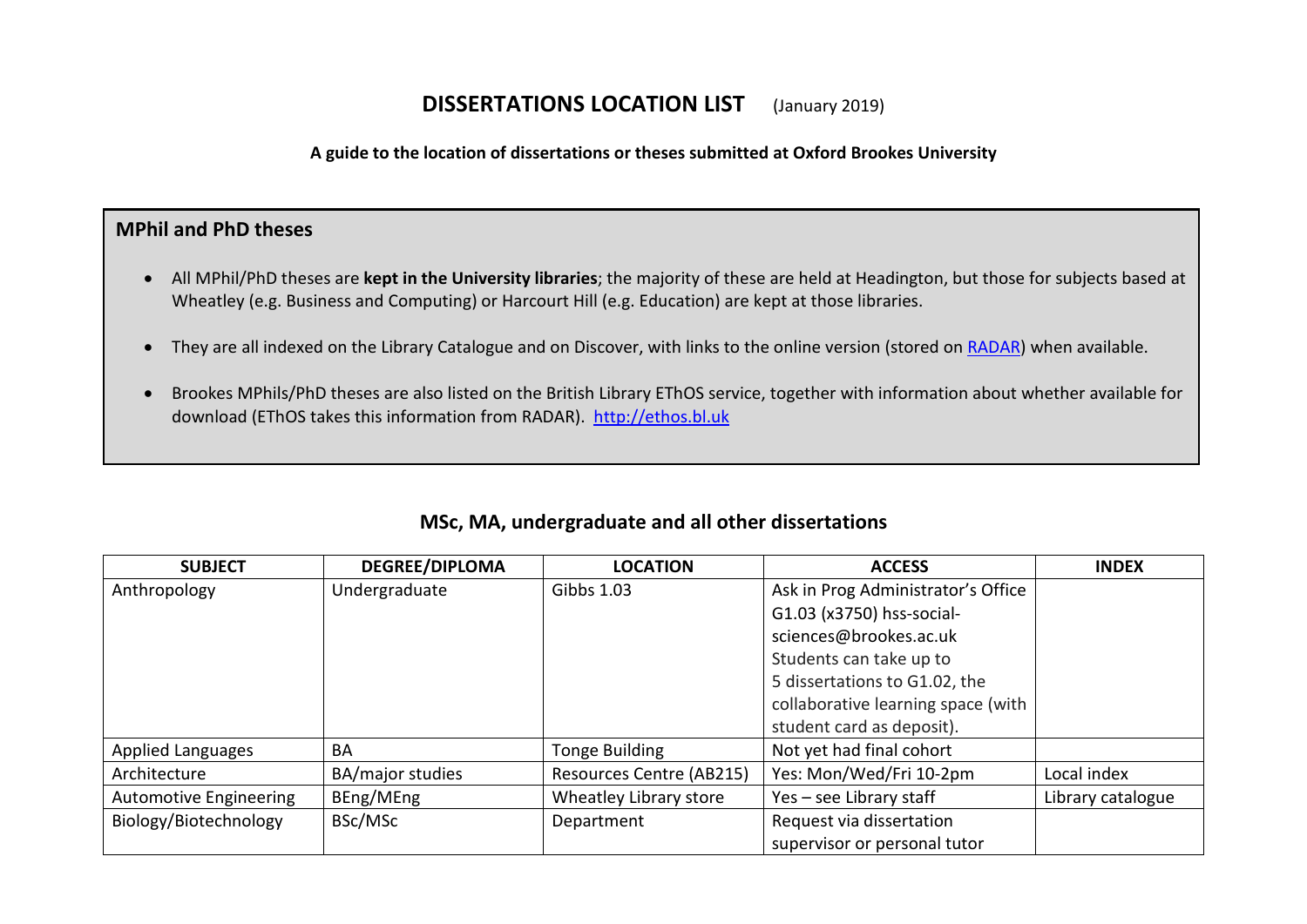# DISSERTATIONS LOCATION LIST (January 2019)

**A guide to the location of dissertations or theses submitted at Oxford Brookes University**

## MPhil and PhD theses

- All MPhil/PhD theses are **kept in the University libraries**; the majority of these are held at Headington, but those for subjects based at Wheatley (e.g. Business and Computing) or Harcourt Hill (e.g. Education) are kept at those libraries.
- They are all indexed on the Library Catalogue and on Discover, with links to the online version (stored on [RADAR](RADAR)) when available.
- Brookes MPhils/PhD theses are also listed on the British Library EThOS service, together with information about whether available for download (EThOS takes this information from RADAR). [http://ethos.bl.uk](http://ethos.bl.uk)

## MSc, MA, undergraduate and all other dissertations

| SUBJECT | DEGREE/DIPLOMA | LOCATION | ACCESS | INDEX |
|---|---|---|---|---|
| Anthropology | Undergraduate | Gibbs 1.03 | Ask in Prog Administrator's Office G1.03 (x3750) hss-social-sciences@brookes.ac.uk Students can take up to 5 dissertations to G1.02, the collaborative learning space (with student card as deposit). | |
| Applied Languages | BA | Tonge Building | Not yet had final cohort | |
| Architecture | BA/major studies | Resources Centre (AB215) | Yes: Mon/Wed/Fri 10-2pm | Local index |
| Automotive Engineering | BEng/MEng | Wheatley Library store | Yes – see Library staff | Library catalogue |
| Biology/Biotechnology | BSc/MSc | Department | Request via dissertation supervisor or personal tutor | |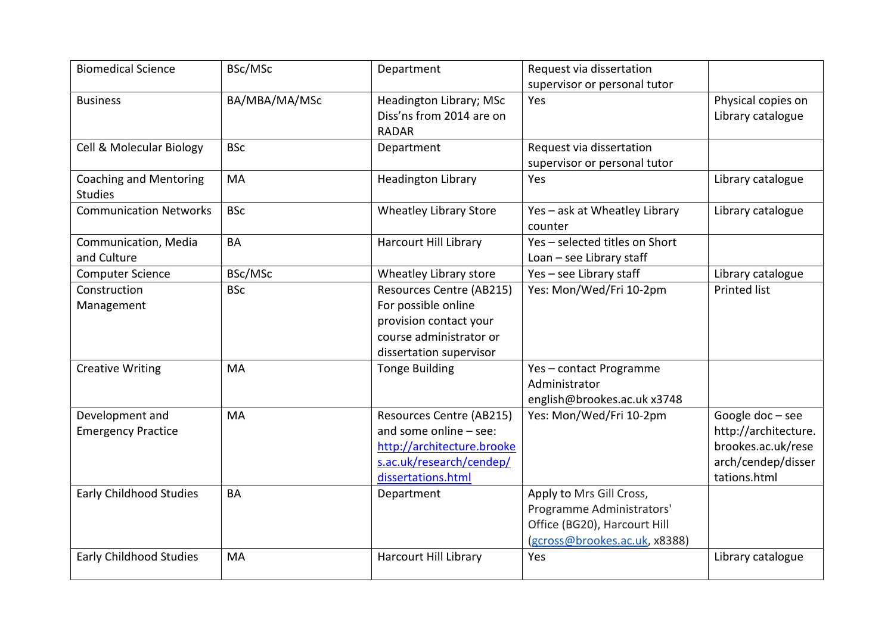| Biomedical Science | BSc/MSc | Department | Request via dissertation supervisor or personal tutor | |
|---|---|---|---|---|
| Business | BA/MBA/MA/MSc | Headington Library; MSc Diss'ns from 2014 are on RADAR | Yes | Physical copies on Library catalogue |
| Cell & Molecular Biology | BSc | Department | Request via dissertation supervisor or personal tutor | |
| Coaching and Mentoring Studies | MA | Headington Library | Yes | Library catalogue |
| Communication Networks | BSc | Wheatley Library Store | Yes – ask at Wheatley Library counter | Library catalogue |
| Communication, Media and Culture | BA | Harcourt Hill Library | Yes – selected titles on Short Loan – see Library staff | |
| Computer Science | BSc/MSc | Wheatley Library store | Yes – see Library staff | Library catalogue |
| Construction Management | BSc | Resources Centre (AB215) For possible online provision contact your course administrator or dissertation supervisor | Yes: Mon/Wed/Fri 10-2pm | Printed list |
| Creative Writing | MA | Tonge Building | Yes – contact Programme Administrator english@brookes.ac.uk x3748 | |
| Development and Emergency Practice | MA | Resources Centre (AB215) and some online – see: [http://architecture.brookes.ac.uk/research/cendep/dissertations.html](http://architecture.brookes.ac.uk/research/cendep/dissertations.html) | Yes: Mon/Wed/Fri 10-2pm | Google doc – see http://architecture.brookes.ac.uk/research/cendep/dissertations.html |
| Early Childhood Studies | BA | Department | Apply to Mrs Gill Cross, Programme Administrators' Office (BG20), Harcourt Hill ([gcross@brookes.ac.uk](mailto:gcross@brookes.ac.uk), x8388) | |
| Early Childhood Studies | MA | Harcourt Hill Library | Yes | Library catalogue |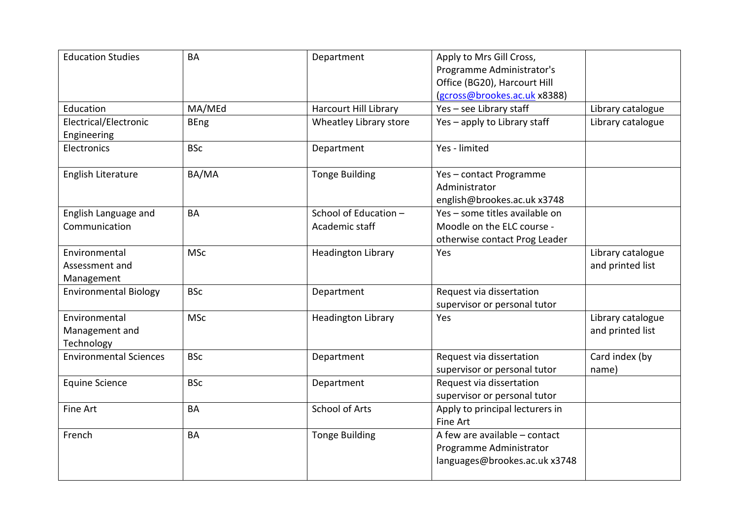| Education Studies | BA | Department | Apply to Mrs Gill Cross, Programme Administrator's Office (BG20), Harcourt Hill (gcross@brookes.ac.uk x8388) | |
|---|---|---|---|---|
| Education | MA/MEd | Harcourt Hill Library | Yes – see Library staff | Library catalogue |
| Electrical/Electronic Engineering | BEng | Wheatley Library store | Yes – apply to Library staff | Library catalogue |
| Electronics | BSc | Department | Yes - limited | |
| English Literature | BA/MA | Tonge Building | Yes – contact Programme Administrator english@brookes.ac.uk x3748 | |
| English Language and Communication | BA | School of Education – Academic staff | Yes – some titles available on Moodle on the ELC course - otherwise contact Prog Leader | |
| Environmental Assessment and Management | MSc | Headington Library | Yes | Library catalogue and printed list |
| Environmental Biology | BSc | Department | Request via dissertation supervisor or personal tutor | |
| Environmental Management and Technology | MSc | Headington Library | Yes | Library catalogue and printed list |
| Environmental Sciences | BSc | Department | Request via dissertation supervisor or personal tutor | Card index (by name) |
| Equine Science | BSc | Department | Request via dissertation supervisor or personal tutor | |
| Fine Art | BA | School of Arts | Apply to principal lecturers in Fine Art | |
| French | BA | Tonge Building | A few are available – contact Programme Administrator languages@brookes.ac.uk x3748 | |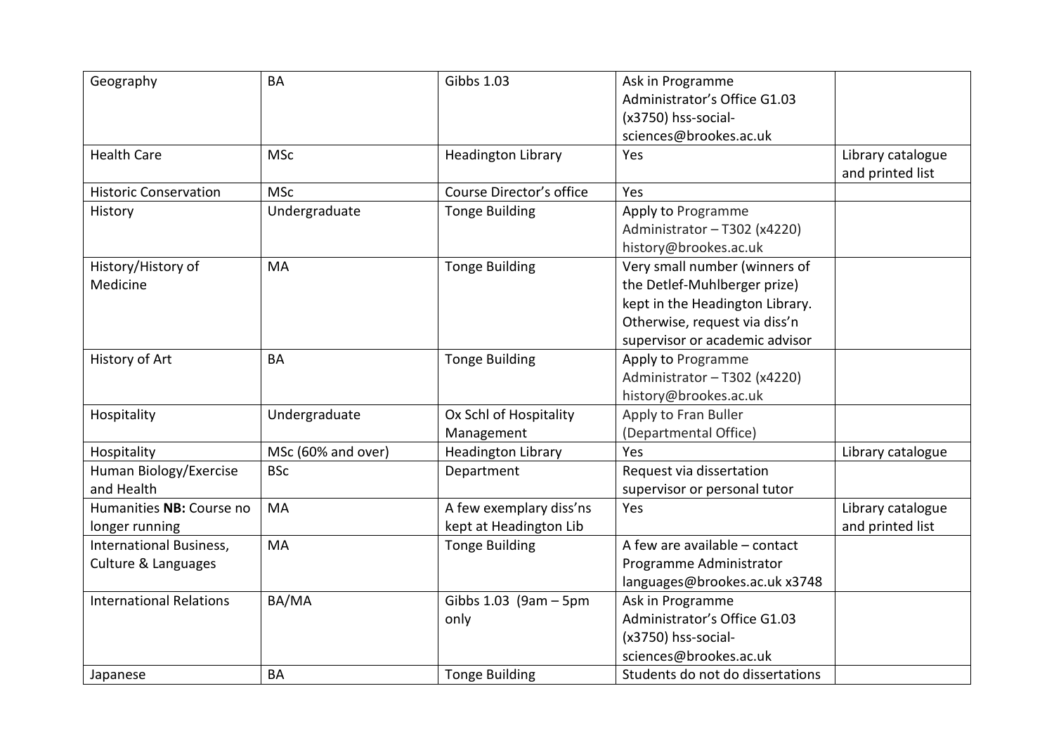| Geography | BA | Gibbs 1.03 | Ask in Programme Administrator's Office G1.03 (x3750) hss-social-sciences@brookes.ac.uk | |
|---|---|---|---|---|
| Health Care | MSc | Headington Library | Yes | Library catalogue and printed list |
| Historic Conservation | MSc | Course Director's office | Yes | |
| History | Undergraduate | Tonge Building | Apply to Programme Administrator – T302 (x4220) history@brookes.ac.uk | |
| History/History of Medicine | MA | Tonge Building | Very small number (winners of the Detlef-Muhlberger prize) kept in the Headington Library. Otherwise, request via diss'n supervisor or academic advisor | |
| History of Art | BA | Tonge Building | Apply to Programme Administrator – T302 (x4220) history@brookes.ac.uk | |
| Hospitality | Undergraduate | Ox Schl of Hospitality Management | Apply to Fran Buller (Departmental Office) | |
| Hospitality | MSc (60% and over) | Headington Library | Yes | Library catalogue |
| Human Biology/Exercise and Health | BSc | Department | Request via dissertation supervisor or personal tutor | |
| Humanities **NB:** Course no longer running | MA | A few exemplary diss'ns kept at Headington Lib | Yes | Library catalogue and printed list |
| International Business, Culture & Languages | MA | Tonge Building | A few are available – contact Programme Administrator languages@brookes.ac.uk x3748 | |
| International Relations | BA/MA | Gibbs 1.03 (9am – 5pm only | Ask in Programme Administrator's Office G1.03 (x3750) hss-social-sciences@brookes.ac.uk | |
| Japanese | BA | Tonge Building | Students do not do dissertations | |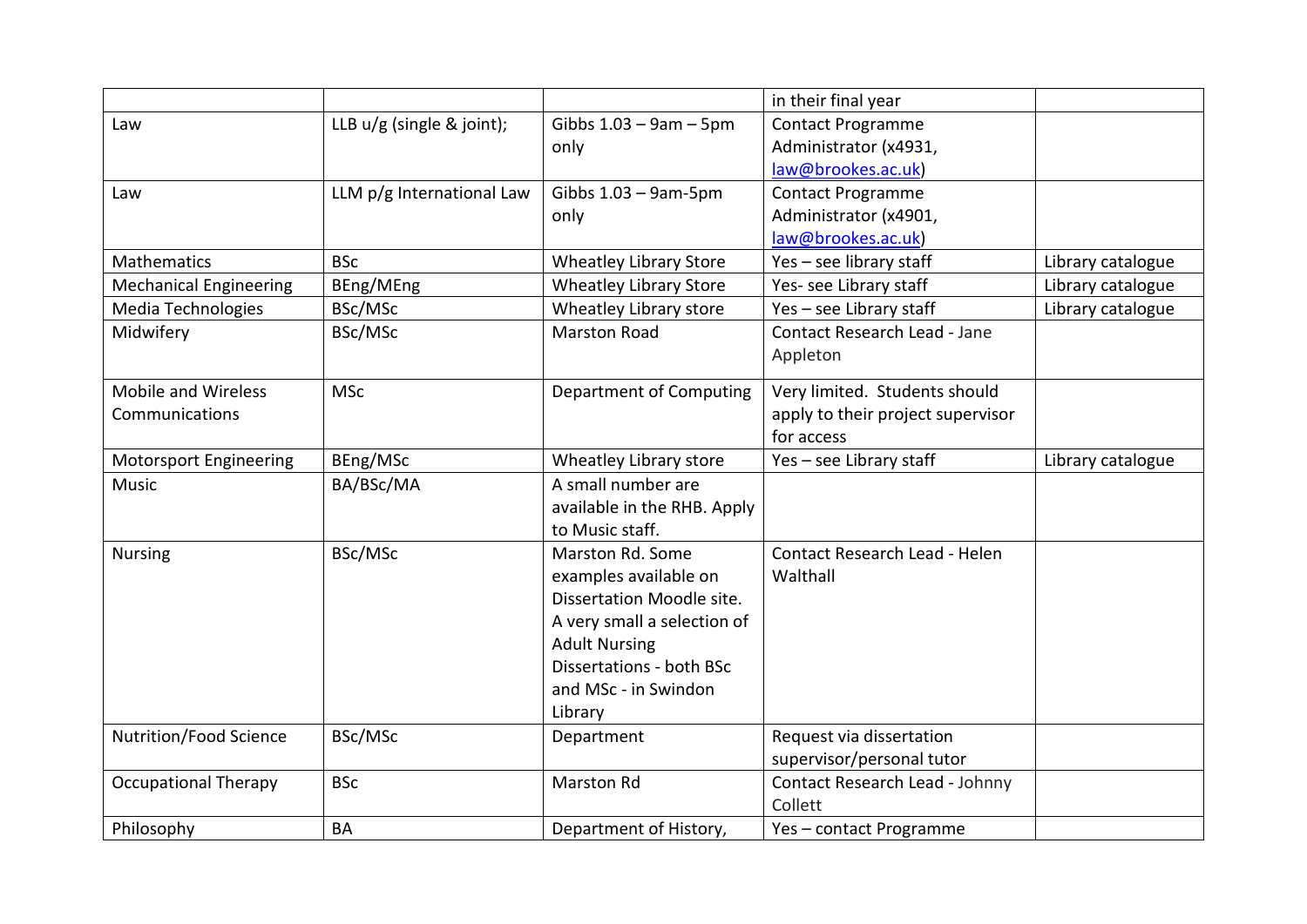| | | | | |
|---|---|---|---|---|
| | | | in their final year | |
| Law | LLB u/g (single & joint); | Gibbs 1.03 – 9am – 5pm only | Contact Programme Administrator (x4931, law@brookes.ac.uk) | |
| Law | LLM p/g International Law | Gibbs 1.03 – 9am-5pm only | Contact Programme Administrator (x4901, law@brookes.ac.uk) | |
| Mathematics | BSc | Wheatley Library Store | Yes – see library staff | Library catalogue |
| Mechanical Engineering | BEng/MEng | Wheatley Library Store | Yes- see Library staff | Library catalogue |
| Media Technologies | BSc/MSc | Wheatley Library store | Yes – see Library staff | Library catalogue |
| Midwifery | BSc/MSc | Marston Road | Contact Research Lead - Jane Appleton | |
| Mobile and Wireless Communications | MSc | Department of Computing | Very limited. Students should apply to their project supervisor for access | |
| Motorsport Engineering | BEng/MSc | Wheatley Library store | Yes – see Library staff | Library catalogue |
| Music | BA/BSc/MA | A small number are available in the RHB. Apply to Music staff. | | |
| Nursing | BSc/MSc | Marston Rd. Some examples available on Dissertation Moodle site. A very small a selection of Adult Nursing Dissertations - both BSc and MSc - in Swindon Library | Contact Research Lead - Helen Walthall | |
| Nutrition/Food Science | BSc/MSc | Department | Request via dissertation supervisor/personal tutor | |
| Occupational Therapy | BSc | Marston Rd | Contact Research Lead - Johnny Collett | |
| Philosophy | BA | Department of History, | Yes – contact Programme | |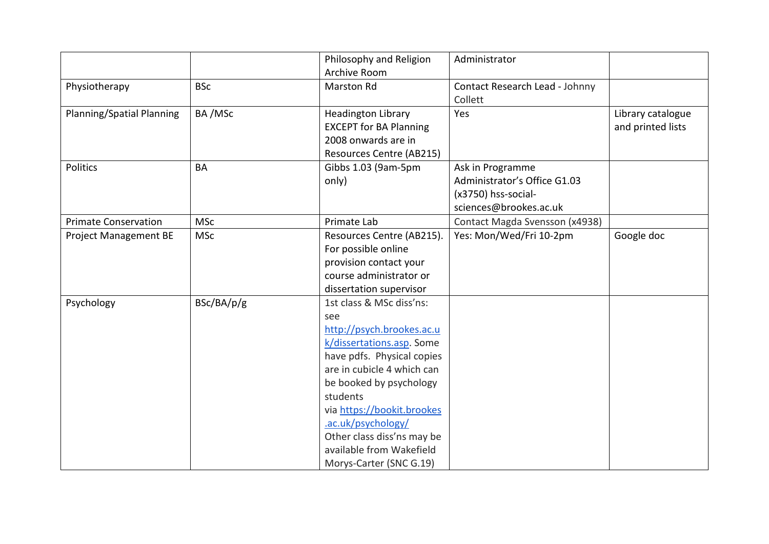| | | | | |
|---|---|---|---|---|
| | | Philosophy and Religion Archive Room | Administrator | |
| Physiotherapy | BSc | Marston Rd | Contact Research Lead - Johnny Collett | |
| Planning/Spatial Planning | BA /MSc | Headington Library EXCEPT for BA Planning 2008 onwards are in Resources Centre (AB215) | Yes | Library catalogue and printed lists |
| Politics | BA | Gibbs 1.03 (9am-5pm only) | Ask in Programme Administrator's Office G1.03 (x3750) hss-social-sciences@brookes.ac.uk | |
| Primate Conservation | MSc | Primate Lab | Contact Magda Svensson (x4938) | |
| Project Management BE | MSc | Resources Centre (AB215). For possible online provision contact your course administrator or dissertation supervisor | Yes: Mon/Wed/Fri 10-2pm | Google doc |
| Psychology | BSc/BA/p/g | 1st class & MSc diss'ns: see [http://psych.brookes.ac.uk/dissertations.asp](http://psych.brookes.ac.uk/dissertations.asp). Some have pdfs. Physical copies are in cubicle 4 which can be booked by psychology students via [https://bookit.brookes.ac.uk/psychology/](https://bookit.brookes.ac.uk/psychology/) Other class diss'ns may be available from Wakefield Morys-Carter (SNC G.19) | | |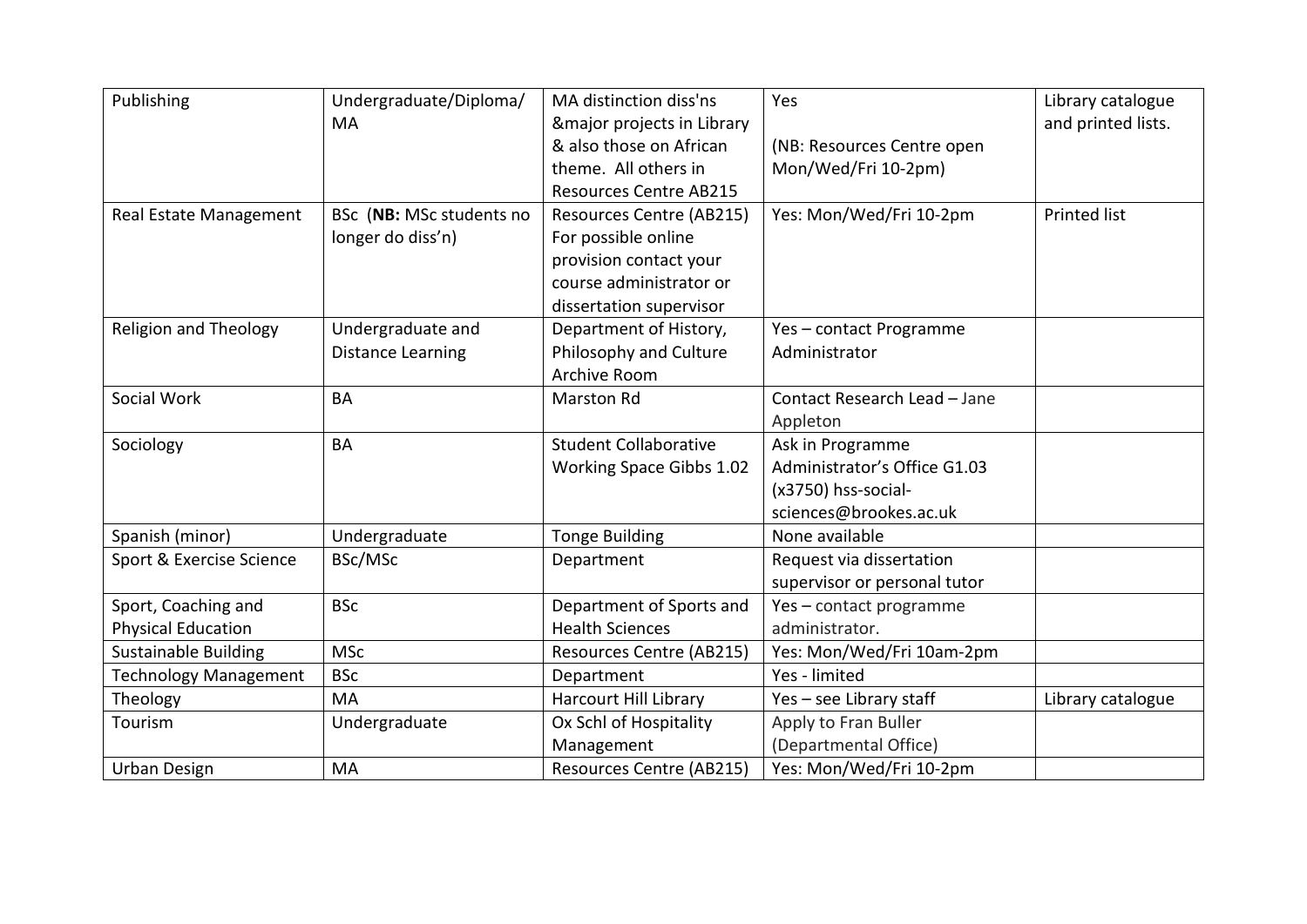| | | | | |
|---|---|---|---|---|
| Publishing | Undergraduate/Diploma/ MA | MA distinction diss'ns &major projects in Library & also those on African theme. All others in Resources Centre AB215 | Yes<br><br>(NB: Resources Centre open Mon/Wed/Fri 10-2pm) | Library catalogue and printed lists. |
| Real Estate Management | BSc (**NB:** MSc students no longer do diss'n) | Resources Centre (AB215) For possible online provision contact your course administrator or dissertation supervisor | Yes: Mon/Wed/Fri 10-2pm | Printed list |
| Religion and Theology | Undergraduate and Distance Learning | Department of History, Philosophy and Culture Archive Room | Yes – contact Programme Administrator | |
| Social Work | BA | Marston Rd | Contact Research Lead – Jane Appleton | |
| Sociology | BA | Student Collaborative Working Space Gibbs 1.02 | Ask in Programme Administrator's Office G1.03 (x3750) hss-social-sciences@brookes.ac.uk | |
| Spanish (minor) | Undergraduate | Tonge Building | None available | |
| Sport & Exercise Science | BSc/MSc | Department | Request via dissertation supervisor or personal tutor | |
| Sport, Coaching and Physical Education | BSc | Department of Sports and Health Sciences | Yes – contact programme administrator. | |
| Sustainable Building | MSc | Resources Centre (AB215) | Yes: Mon/Wed/Fri 10am-2pm | |
| Technology Management | BSc | Department | Yes - limited | |
| Theology | MA | Harcourt Hill Library | Yes – see Library staff | Library catalogue |
| Tourism | Undergraduate | Ox Schl of Hospitality Management | Apply to Fran Buller (Departmental Office) | |
| Urban Design | MA | Resources Centre (AB215) | Yes: Mon/Wed/Fri 10-2pm | |